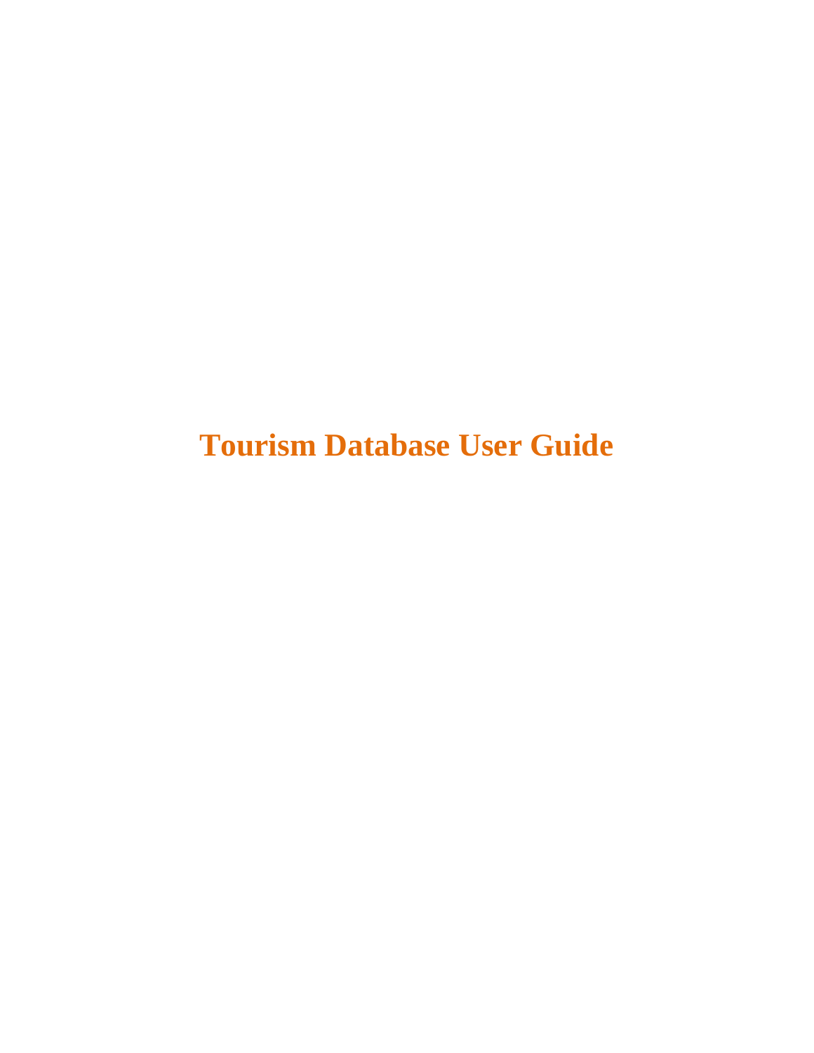# Tourism Database User Guide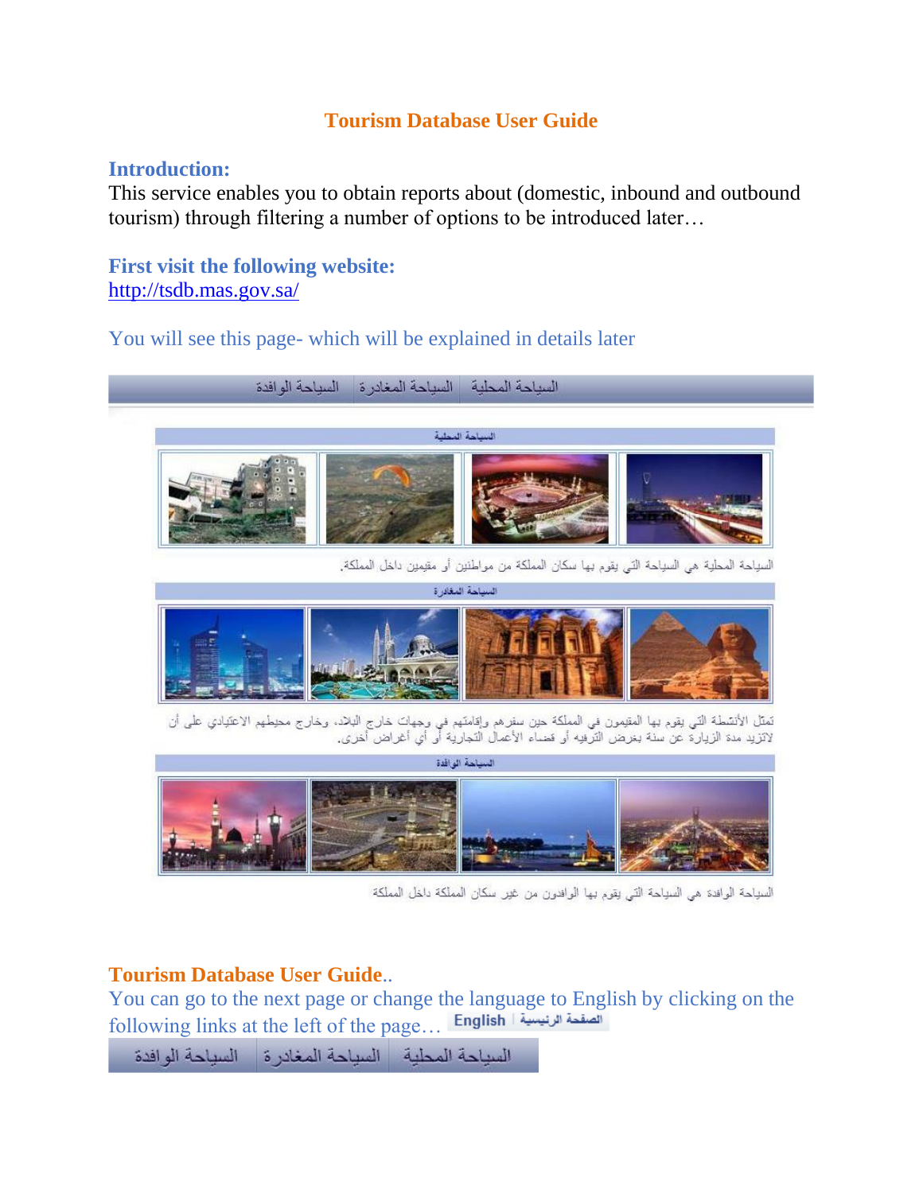# Tourism Database User Guide

## Introduction:

This service enables you to obtain reports about (domestic, inbound and outbound tourism) through filtering a number of options to be introduced later…

## First visit the following website:

http://tsdb.mas.gov.sa/

You will see this page- which will be explained in details later

السياحة المحلية | السياحة المغادرة | السياحة الوافدة

السياحة المحلية

السياحة المحلية هي السياحة التي يقوم بها سكان المملكة من مواطنين أو مقيمين داخل المملكة.

السياحة المغادرة

تمثل الأنشطة التي يقوم بها المقيمون في المملكة حين سفرهم وإقامتهم في وجهات خارج البلاد، وخارج محيطهم الاعتيادي على أن لاتزيد مدة الزيارة عن سنة بغرض الترفيه أو قضاء الأعمال التجارية أو أي أغراض أخرى.

السياحة الوافدة

السياحة الوافدة هي السياحة التي يقوم بها الوافدون من غير سكان المملكة داخل المملكة

## Tourism Database User Guide..

You can go to the next page or change the language to English by clicking on the following links at the left of the page… English | الصفحة الرئيسية

السياحة المحلية | السياحة المغادرة | السياحة الوافدة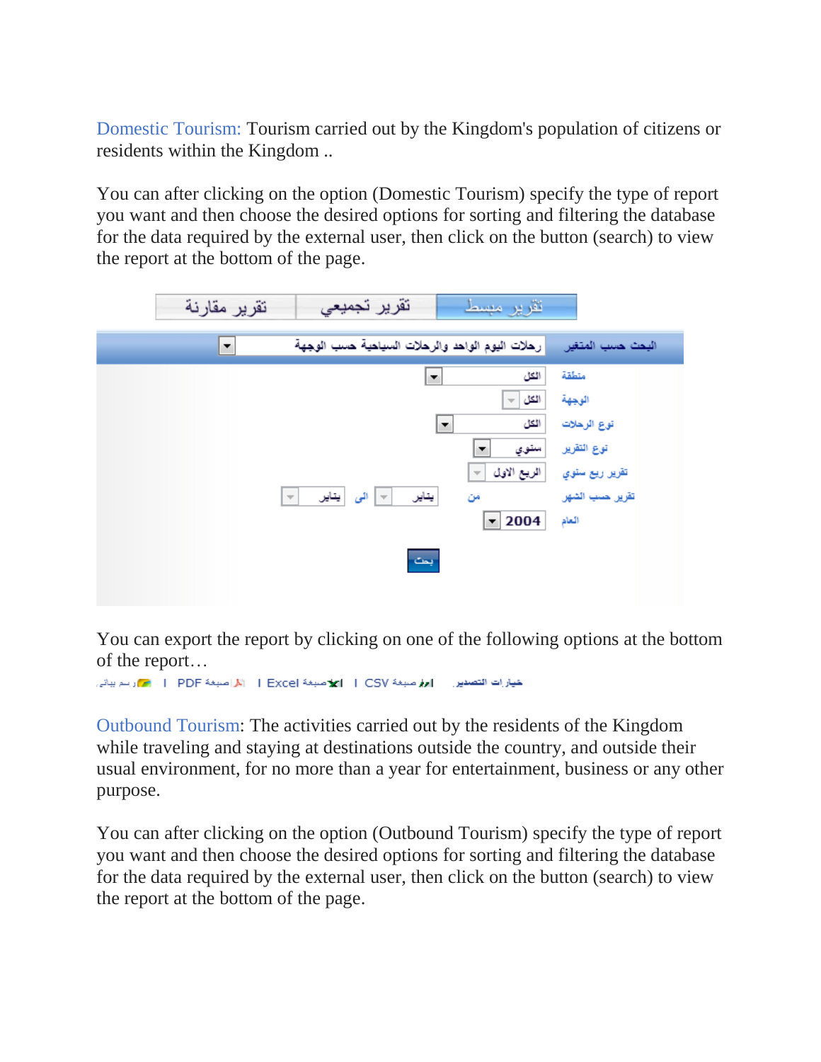Domestic Tourism: Tourism carried out by the Kingdom's population of citizens or residents within the Kingdom ..

You can after clicking on the option (Domestic Tourism) specify the type of report you want and then choose the desired options for sorting and filtering the database for the data required by the external user, then click on the button (search) to view the report at the bottom of the page.

تقرير مقارنة | تقرير تجميعي | تقرير مبسط

البحث حسب المتغير: رحلات اليوم الواحد والرحلات السياحية حسب الوجهة

منطقة: الكل

الوجهة: الكل

نوع الرحلات: الكل

نوع التقرير: سنوي

تقرير ربع سنوي: الربع الاول

تقرير حسب الشهر: من يناير الى يناير

العام: 2004

بحث

You can export the report by clicking on one of the following options at the bottom of the report…

خيارات التصدير: صيغة CSV | صيغة Excel | صيغة PDF | رسم بياني

Outbound Tourism: The activities carried out by the residents of the Kingdom while traveling and staying at destinations outside the country, and outside their usual environment, for no more than a year for entertainment, business or any other purpose.

You can after clicking on the option (Outbound Tourism) specify the type of report you want and then choose the desired options for sorting and filtering the database for the data required by the external user, then click on the button (search) to view the report at the bottom of the page.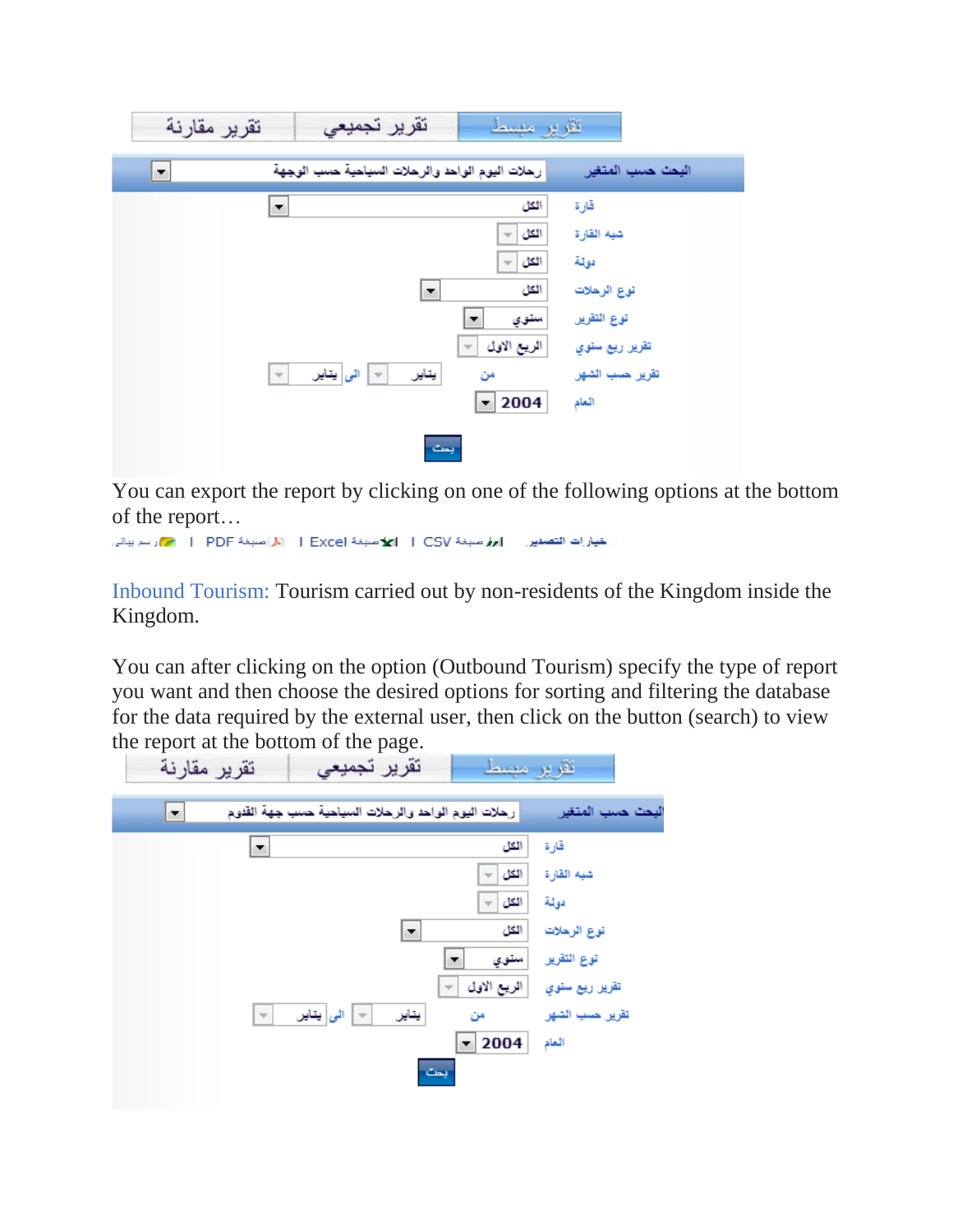| تقرير مقارنة | تقرير تجميعي | تقرير مبسط |
| --- | --- | --- |

| البحث حسب المتغير | رحلات اليوم الواحد والرحلات السياحية حسب الوجهة |
| --- | --- |
| قارة | الكل |
| شبه القارة | الكل |
| دولة | الكل |
| نوع الرحلات | الكل |
| نوع التقرير | سنوي |
| تقرير ربع سنوي | الربع الاول |
| تقرير حسب الشهر | من يناير الى يناير |
| العام | 2004 |

بحث

You can export the report by clicking on one of the following options at the bottom of the report…

خيارات التصدير | CSV صيغة | Excel صيغة | PDF صيغة | رسم بياني

Inbound Tourism: Tourism carried out by non-residents of the Kingdom inside the Kingdom.

You can after clicking on the option (Outbound Tourism) specify the type of report you want and then choose the desired options for sorting and filtering the database for the data required by the external user, then click on the button (search) to view the report at the bottom of the page.

| تقرير مقارنة | تقرير تجميعي | تقرير مبسط |
| --- | --- | --- |

| البحث حسب المتغير | رحلات اليوم الواحد والرحلات السياحية حسب جهة القدوم |
| --- | --- |
| قارة | الكل |
| شبه القارة | الكل |
| دولة | الكل |
| نوع الرحلات | الكل |
| نوع التقرير | سنوي |
| تقرير ربع سنوي | الربع الاول |
| تقرير حسب الشهر | من يناير الى يناير |
| العام | 2004 |

بحث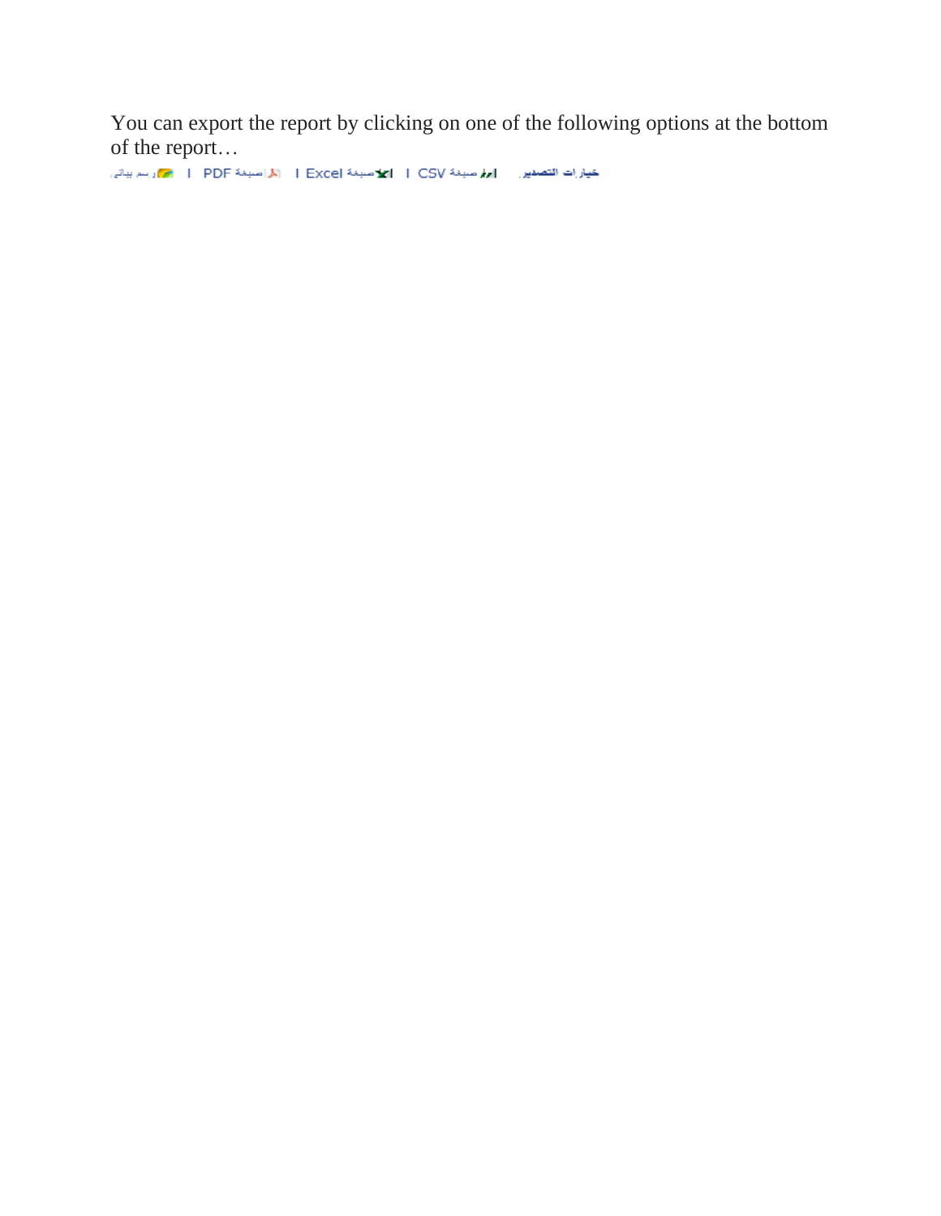You can export the report by clicking on one of the following options at the bottom of the report…

خيارات التصدير | صيغة CSV | صيغة Excel | صيغة PDF | رسم بياني